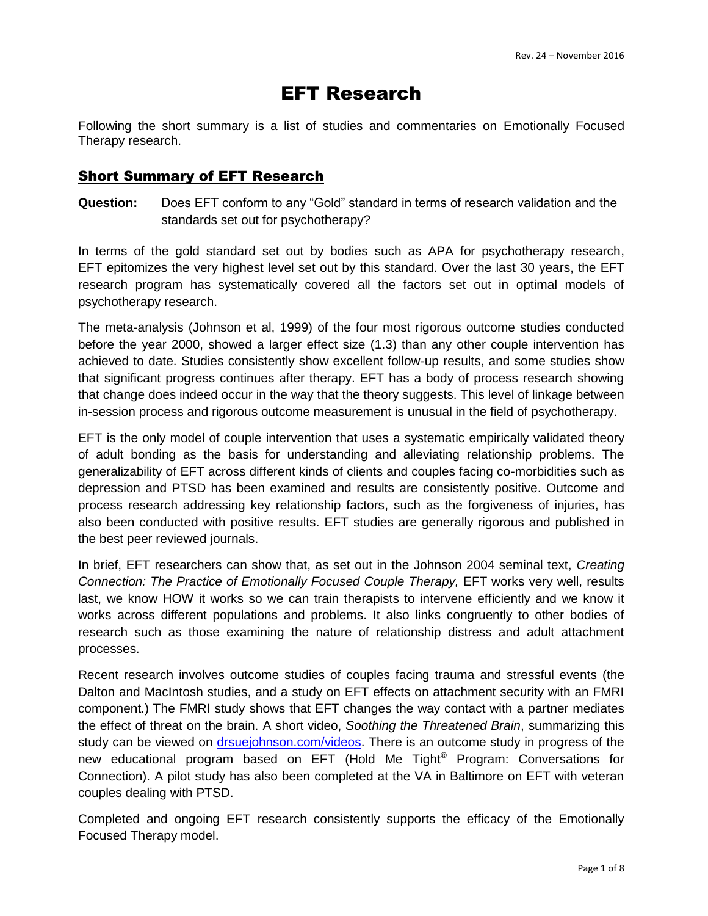# EFT Research

Following the short summary is a list of studies and commentaries on Emotionally Focused Therapy research.

## Short Summary of EFT Research

**Question:** Does EFT conform to any "Gold" standard in terms of research validation and the standards set out for psychotherapy?

In terms of the gold standard set out by bodies such as APA for psychotherapy research, EFT epitomizes the very highest level set out by this standard. Over the last 30 years, the EFT research program has systematically covered all the factors set out in optimal models of psychotherapy research.

The meta-analysis (Johnson et al, 1999) of the four most rigorous outcome studies conducted before the year 2000, showed a larger effect size (1.3) than any other couple intervention has achieved to date. Studies consistently show excellent follow-up results, and some studies show that significant progress continues after therapy. EFT has a body of process research showing that change does indeed occur in the way that the theory suggests. This level of linkage between in-session process and rigorous outcome measurement is unusual in the field of psychotherapy.

EFT is the only model of couple intervention that uses a systematic empirically validated theory of adult bonding as the basis for understanding and alleviating relationship problems. The generalizability of EFT across different kinds of clients and couples facing co-morbidities such as depression and PTSD has been examined and results are consistently positive. Outcome and process research addressing key relationship factors, such as the forgiveness of injuries, has also been conducted with positive results. EFT studies are generally rigorous and published in the best peer reviewed journals.

In brief, EFT researchers can show that, as set out in the Johnson 2004 seminal text, *Creating Connection: The Practice of Emotionally Focused Couple Therapy,* EFT works very well, results last, we know HOW it works so we can train therapists to intervene efficiently and we know it works across different populations and problems. It also links congruently to other bodies of research such as those examining the nature of relationship distress and adult attachment processes.

Recent research involves outcome studies of couples facing trauma and stressful events (the Dalton and MacIntosh studies, and a study on EFT effects on attachment security with an FMRI component.) The FMRI study shows that EFT changes the way contact with a partner mediates the effect of threat on the brain. A short video, *Soothing the Threatened Brain*, summarizing this study can be viewed on [drsuejohnson.com/videos](drsuejohnson.com/videos). There is an outcome study in progress of the new educational program based on EFT (Hold Me Tight® Program: Conversations for Connection). A pilot study has also been completed at the VA in Baltimore on EFT with veteran couples dealing with PTSD.

Completed and ongoing EFT research consistently supports the efficacy of the Emotionally Focused Therapy model.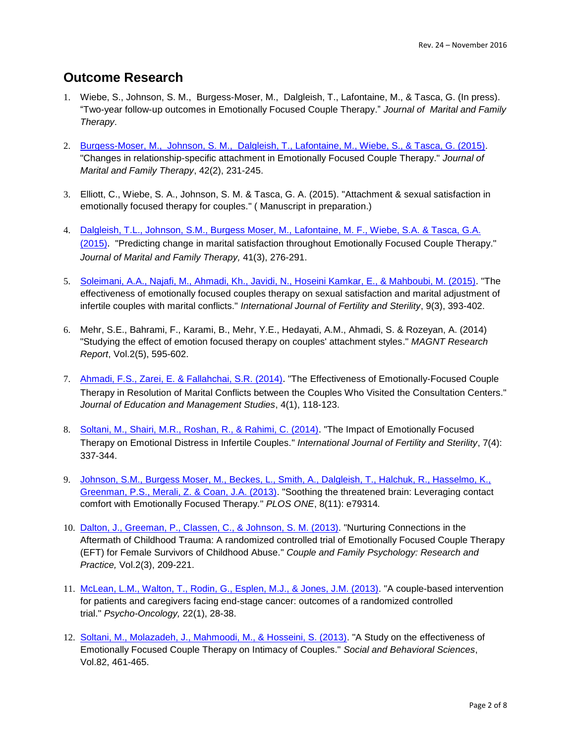## Outcome Research

1. Wiebe, S., Johnson, S. M., Burgess-Moser, M., Dalgleish, T., Lafontaine, M., & Tasca, G. (In press). "Two-year follow-up outcomes in Emotionally Focused Couple Therapy." *Journal of Marital and Family Therapy*.

2. Burgess-Moser, M., Johnson, S. M., Dalgleish, T., Lafontaine, M., Wiebe, S., & Tasca, G. (2015). "Changes in relationship-specific attachment in Emotionally Focused Couple Therapy." *Journal of Marital and Family Therapy*, 42(2), 231-245.

3. Elliott, C., Wiebe, S. A., Johnson, S. M. & Tasca, G. A. (2015). "Attachment & sexual satisfaction in emotionally focused therapy for couples." ( Manuscript in preparation.)

4. Dalgleish, T.L., Johnson, S.M., Burgess Moser, M., Lafontaine, M. F., Wiebe, S.A. & Tasca, G.A. (2015). "Predicting change in marital satisfaction throughout Emotionally Focused Couple Therapy." *Journal of Marital and Family Therapy,* 41(3), 276-291.

5. Soleimani, A.A., Najafi, M., Ahmadi, Kh., Javidi, N., Hoseini Kamkar, E., & Mahboubi, M. (2015). "The effectiveness of emotionally focused couples therapy on sexual satisfaction and marital adjustment of infertile couples with marital conflicts." *International Journal of Fertility and Sterility*, 9(3), 393-402.

6. Mehr, S.E., Bahrami, F., Karami, B., Mehr, Y.E., Hedayati, A.M., Ahmadi, S. & Rozeyan, A. (2014) "Studying the effect of emotion focused therapy on couples' attachment styles." *MAGNT Research Report*, Vol.2(5), 595-602.

7. Ahmadi, F.S., Zarei, E. & Fallahchai, S.R. (2014). "The Effectiveness of Emotionally-Focused Couple Therapy in Resolution of Marital Conflicts between the Couples Who Visited the Consultation Centers." *Journal of Education and Management Studies*, 4(1), 118-123.

8. Soltani, M., Shairi, M.R., Roshan, R., & Rahimi, C. (2014). "The Impact of Emotionally Focused Therapy on Emotional Distress in Infertile Couples." *International Journal of Fertility and Sterility*, 7(4): 337-344.

9. Johnson, S.M., Burgess Moser, M., Beckes, L., Smith, A., Dalgleish, T., Halchuk, R., Hasselmo, K., Greenman, P.S., Merali, Z. & Coan, J.A. (2013). "Soothing the threatened brain: Leveraging contact comfort with Emotionally Focused Therapy." *PLOS ONE*, 8(11): e79314*.*

10. Dalton, J., Greeman, P., Classen, C., & Johnson, S. M. (2013). "Nurturing Connections in the Aftermath of Childhood Trauma: A randomized controlled trial of Emotionally Focused Couple Therapy (EFT) for Female Survivors of Childhood Abuse." *Couple and Family Psychology: Research and Practice,* Vol.2(3), 209-221.

11. McLean, L.M., Walton, T., Rodin, G., Esplen, M.J., & Jones, J.M. (2013). "A couple-based intervention for patients and caregivers facing end-stage cancer: outcomes of a randomized controlled trial." *Psycho-Oncology,* 22(1), 28-38.

12. Soltani, M., Molazadeh, J., Mahmoodi, M., & Hosseini, S. (2013). "A Study on the effectiveness of Emotionally Focused Couple Therapy on Intimacy of Couples." *Social and Behavioral Sciences*, Vol.82, 461-465.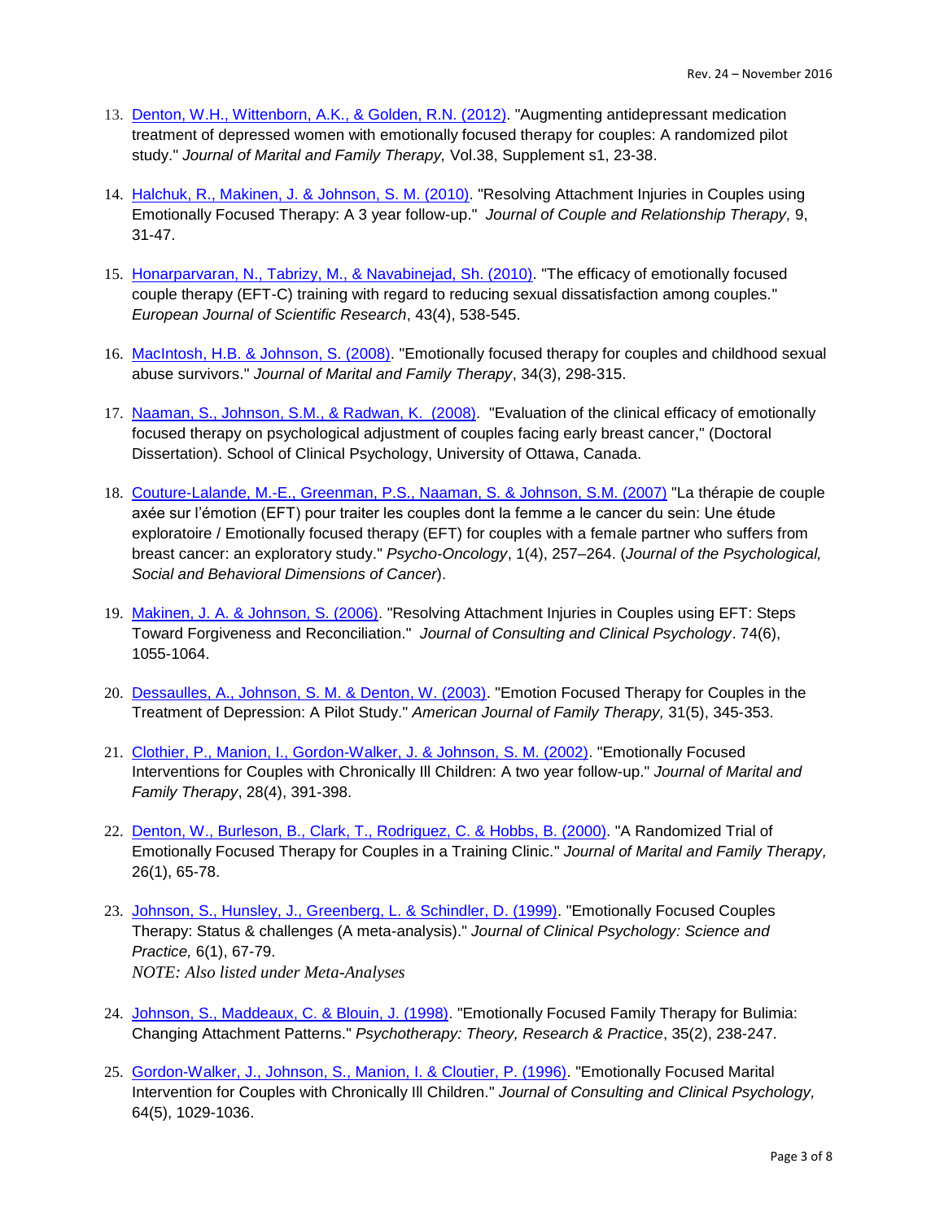13. Denton, W.H., Wittenborn, A.K., & Golden, R.N. (2012). "Augmenting antidepressant medication treatment of depressed women with emotionally focused therapy for couples: A randomized pilot study." *Journal of Marital and Family Therapy,* Vol.38, Supplement s1, 23-38.

14. Halchuk, R., Makinen, J. & Johnson, S. M. (2010). "Resolving Attachment Injuries in Couples using Emotionally Focused Therapy: A 3 year follow-up." *Journal of Couple and Relationship Therapy,* 9, 31-47.

15. Honarparvaran, N., Tabrizy, M., & Navabinejad, Sh. (2010). "The efficacy of emotionally focused couple therapy (EFT-C) training with regard to reducing sexual dissatisfaction among couples." *European Journal of Scientific Research*, 43(4), 538-545.

16. MacIntosh, H.B. & Johnson, S. (2008). "Emotionally focused therapy for couples and childhood sexual abuse survivors." *Journal of Marital and Family Therapy*, 34(3), 298-315.

17. Naaman, S., Johnson, S.M., & Radwan, K. (2008). "Evaluation of the clinical efficacy of emotionally focused therapy on psychological adjustment of couples facing early breast cancer," (Doctoral Dissertation). School of Clinical Psychology, University of Ottawa, Canada.

18. Couture-Lalande, M.-E., Greenman, P.S., Naaman, S. & Johnson, S.M. (2007) "La thérapie de couple axée sur l'émotion (EFT) pour traiter les couples dont la femme a le cancer du sein: Une étude exploratoire / Emotionally focused therapy (EFT) for couples with a female partner who suffers from breast cancer: an exploratory study." *Psycho-Oncology*, 1(4), 257–264. (*Journal of the Psychological, Social and Behavioral Dimensions of Cancer*).

19. Makinen, J. A. & Johnson, S. (2006). "Resolving Attachment Injuries in Couples using EFT: Steps Toward Forgiveness and Reconciliation." *Journal of Consulting and Clinical Psychology*. 74(6), 1055-1064.

20. Dessaulles, A., Johnson, S. M. & Denton, W. (2003). "Emotion Focused Therapy for Couples in the Treatment of Depression: A Pilot Study." *American Journal of Family Therapy,* 31(5), 345-353.

21. Clothier, P., Manion, I., Gordon-Walker, J. & Johnson, S. M. (2002). "Emotionally Focused Interventions for Couples with Chronically Ill Children: A two year follow-up." *Journal of Marital and Family Therapy*, 28(4), 391-398.

22. Denton, W., Burleson, B., Clark, T., Rodriguez, C. & Hobbs, B. (2000). "A Randomized Trial of Emotionally Focused Therapy for Couples in a Training Clinic." *Journal of Marital and Family Therapy,* 26(1), 65-78.

23. Johnson, S., Hunsley, J., Greenberg, L. & Schindler, D. (1999). "Emotionally Focused Couples Therapy: Status & challenges (A meta-analysis)." *Journal of Clinical Psychology: Science and Practice,* 6(1), 67-79.
    *NOTE: Also listed under Meta-Analyses*

24. Johnson, S., Maddeaux, C. & Blouin, J. (1998). "Emotionally Focused Family Therapy for Bulimia: Changing Attachment Patterns." *Psychotherapy: Theory, Research & Practice*, 35(2), 238-247.

25. Gordon-Walker, J., Johnson, S., Manion, I. & Cloutier, P. (1996). "Emotionally Focused Marital Intervention for Couples with Chronically Ill Children." *Journal of Consulting and Clinical Psychology,* 64(5), 1029-1036.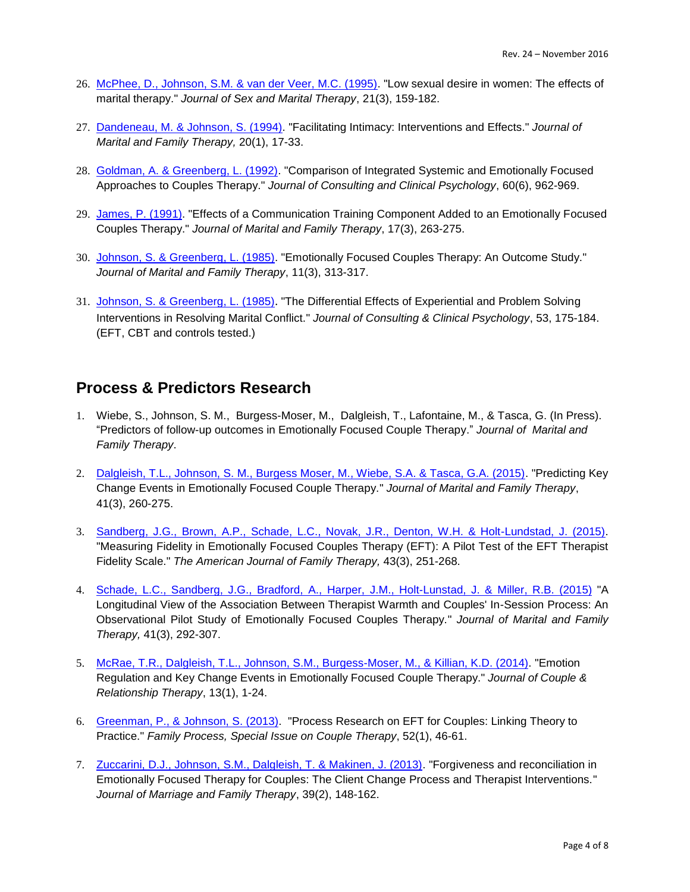26. McPhee, D., Johnson, S.M. & van der Veer, M.C. (1995). "Low sexual desire in women: The effects of marital therapy." *Journal of Sex and Marital Therapy*, 21(3), 159-182.

27. Dandeneau, M. & Johnson, S. (1994). "Facilitating Intimacy: Interventions and Effects." *Journal of Marital and Family Therapy,* 20(1), 17-33.

28. Goldman, A. & Greenberg, L. (1992). "Comparison of Integrated Systemic and Emotionally Focused Approaches to Couples Therapy." *Journal of Consulting and Clinical Psychology*, 60(6), 962-969.

29. James, P. (1991). "Effects of a Communication Training Component Added to an Emotionally Focused Couples Therapy." *Journal of Marital and Family Therapy*, 17(3), 263-275.

30. Johnson, S. & Greenberg, L. (1985). "Emotionally Focused Couples Therapy: An Outcome Study." *Journal of Marital and Family Therapy*, 11(3), 313-317.

31. Johnson, S. & Greenberg, L. (1985). "The Differential Effects of Experiential and Problem Solving Interventions in Resolving Marital Conflict." *Journal of Consulting & Clinical Psychology*, 53, 175-184. (EFT, CBT and controls tested.)

## Process & Predictors Research

1. Wiebe, S., Johnson, S. M., Burgess-Moser, M., Dalgleish, T., Lafontaine, M., & Tasca, G. (In Press). "Predictors of follow-up outcomes in Emotionally Focused Couple Therapy." *Journal of Marital and Family Therapy*.

2. Dalgleish, T.L., Johnson, S. M., Burgess Moser, M., Wiebe, S.A. & Tasca, G.A. (2015). "Predicting Key Change Events in Emotionally Focused Couple Therapy." *Journal of Marital and Family Therapy*, 41(3), 260-275.

3. Sandberg, J.G., Brown, A.P., Schade, L.C., Novak, J.R., Denton, W.H. & Holt-Lundstad, J. (2015). "Measuring Fidelity in Emotionally Focused Couples Therapy (EFT): A Pilot Test of the EFT Therapist Fidelity Scale." *The American Journal of Family Therapy,* 43(3), 251-268.

4. Schade, L.C., Sandberg, J.G., Bradford, A., Harper, J.M., Holt-Lunstad, J. & Miller, R.B. (2015) "A Longitudinal View of the Association Between Therapist Warmth and Couples' In-Session Process: An Observational Pilot Study of Emotionally Focused Couples Therapy." *Journal of Marital and Family Therapy,* 41(3), 292-307.

5. McRae, T.R., Dalgleish, T.L., Johnson, S.M., Burgess-Moser, M., & Killian, K.D. (2014). "Emotion Regulation and Key Change Events in Emotionally Focused Couple Therapy." *Journal of Couple & Relationship Therapy*, 13(1), 1-24.

6. Greenman, P., & Johnson, S. (2013). "Process Research on EFT for Couples: Linking Theory to Practice." *Family Process, Special Issue on Couple Therapy*, 52(1), 46-61.

7. Zuccarini, D.J., Johnson, S.M., Dalgleish, T. & Makinen, J. (2013). "Forgiveness and reconciliation in Emotionally Focused Therapy for Couples: The Client Change Process and Therapist Interventions." *Journal of Marriage and Family Therapy*, 39(2), 148-162.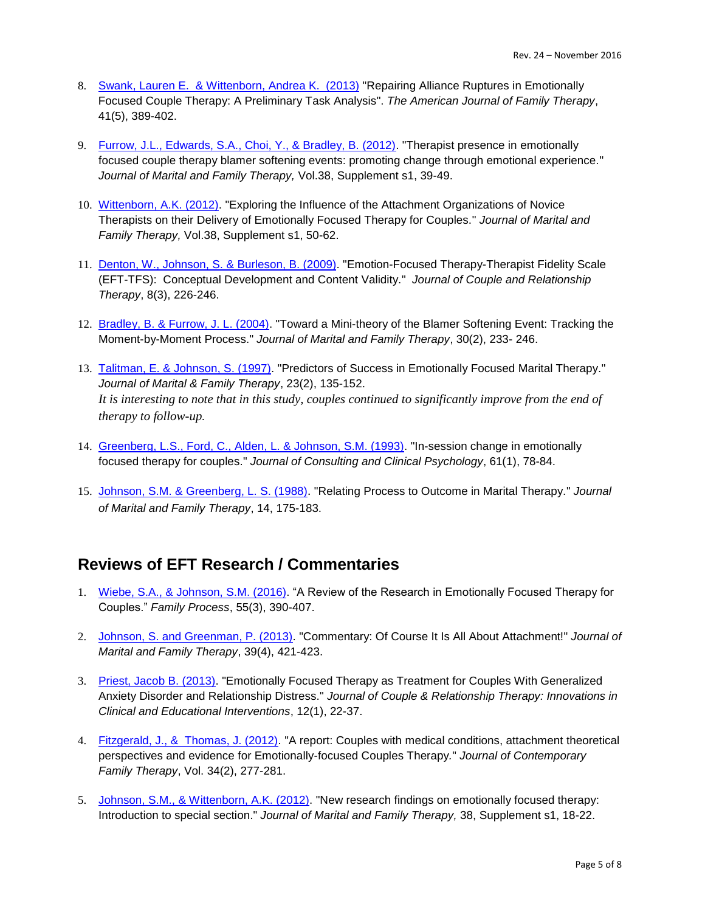8. Swank, Lauren E. & Wittenborn, Andrea K. (2013) "Repairing Alliance Ruptures in Emotionally Focused Couple Therapy: A Preliminary Task Analysis". *The American Journal of Family Therapy*, 41(5), 389-402.

9. Furrow, J.L., Edwards, S.A., Choi, Y., & Bradley, B. (2012). "Therapist presence in emotionally focused couple therapy blamer softening events: promoting change through emotional experience." *Journal of Marital and Family Therapy,* Vol.38, Supplement s1, 39-49.

10. Wittenborn, A.K. (2012). "Exploring the Influence of the Attachment Organizations of Novice Therapists on their Delivery of Emotionally Focused Therapy for Couples." *Journal of Marital and Family Therapy,* Vol.38, Supplement s1, 50-62.

11. Denton, W., Johnson, S. & Burleson, B. (2009). "Emotion-Focused Therapy-Therapist Fidelity Scale (EFT-TFS): Conceptual Development and Content Validity." *Journal of Couple and Relationship Therapy*, 8(3), 226-246.

12. Bradley, B. & Furrow, J. L. (2004). "Toward a Mini-theory of the Blamer Softening Event: Tracking the Moment-by-Moment Process." *Journal of Marital and Family Therapy*, 30(2), 233- 246.

13. Talitman, E. & Johnson, S. (1997). "Predictors of Success in Emotionally Focused Marital Therapy." *Journal of Marital & Family Therapy*, 23(2), 135-152.
    *It is interesting to note that in this study, couples continued to significantly improve from the end of therapy to follow-up.*

14. Greenberg, L.S., Ford, C., Alden, L. & Johnson, S.M. (1993). "In-session change in emotionally focused therapy for couples." *Journal of Consulting and Clinical Psychology*, 61(1), 78-84.

15. Johnson, S.M. & Greenberg, L. S. (1988). "Relating Process to Outcome in Marital Therapy." *Journal of Marital and Family Therapy*, 14, 175-183.

## Reviews of EFT Research / Commentaries

1. Wiebe, S.A., & Johnson, S.M. (2016). "A Review of the Research in Emotionally Focused Therapy for Couples." *Family Process*, 55(3), 390-407.

2. Johnson, S. and Greenman, P. (2013). "Commentary: Of Course It Is All About Attachment!" *Journal of Marital and Family Therapy*, 39(4), 421-423.

3. Priest, Jacob B. (2013). "Emotionally Focused Therapy as Treatment for Couples With Generalized Anxiety Disorder and Relationship Distress." *Journal of Couple & Relationship Therapy: Innovations in Clinical and Educational Interventions*, 12(1), 22-37.

4. Fitzgerald, J., & Thomas, J. (2012). "A report: Couples with medical conditions, attachment theoretical perspectives and evidence for Emotionally-focused Couples Therapy." *Journal of Contemporary Family Therapy*, Vol. 34(2), 277-281.

5. Johnson, S.M., & Wittenborn, A.K. (2012). "New research findings on emotionally focused therapy: Introduction to special section." *Journal of Marital and Family Therapy,* 38, Supplement s1, 18-22.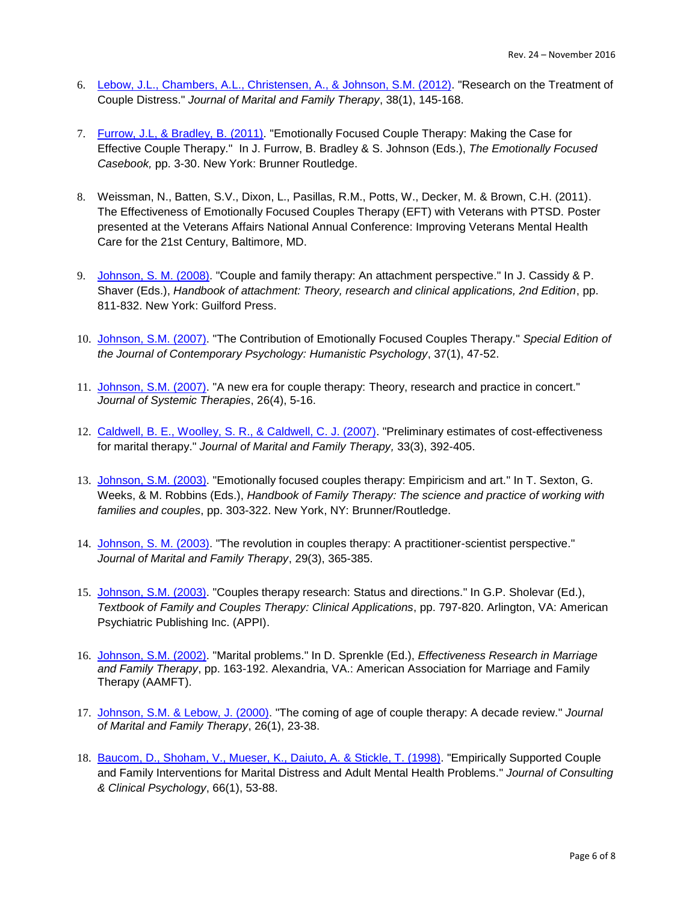6. Lebow, J.L., Chambers, A.L., Christensen, A., & Johnson, S.M. (2012). "Research on the Treatment of Couple Distress." *Journal of Marital and Family Therapy*, 38(1), 145-168.

7. Furrow, J.L, & Bradley, B. (2011). "Emotionally Focused Couple Therapy: Making the Case for Effective Couple Therapy." In J. Furrow, B. Bradley & S. Johnson (Eds.), *The Emotionally Focused Casebook,* pp. 3-30. New York: Brunner Routledge.

8. Weissman, N., Batten, S.V., Dixon, L., Pasillas, R.M., Potts, W., Decker, M. & Brown, C.H. (2011). The Effectiveness of Emotionally Focused Couples Therapy (EFT) with Veterans with PTSD. Poster presented at the Veterans Affairs National Annual Conference: Improving Veterans Mental Health Care for the 21st Century, Baltimore, MD.

9. Johnson, S. M. (2008). "Couple and family therapy: An attachment perspective." In J. Cassidy & P. Shaver (Eds.), *Handbook of attachment: Theory, research and clinical applications, 2nd Edition*, pp. 811-832. New York: Guilford Press.

10. Johnson, S.M. (2007). "The Contribution of Emotionally Focused Couples Therapy." *Special Edition of the Journal of Contemporary Psychology: Humanistic Psychology*, 37(1), 47-52.

11. Johnson, S.M. (2007). "A new era for couple therapy: Theory, research and practice in concert." *Journal of Systemic Therapies*, 26(4), 5-16.

12. Caldwell, B. E., Woolley, S. R., & Caldwell, C. J. (2007). "Preliminary estimates of cost-effectiveness for marital therapy." *Journal of Marital and Family Therapy,* 33(3), 392-405.

13. Johnson, S.M. (2003). "Emotionally focused couples therapy: Empiricism and art." In T. Sexton, G. Weeks, & M. Robbins (Eds.), *Handbook of Family Therapy: The science and practice of working with families and couples*, pp. 303-322. New York, NY: Brunner/Routledge.

14. Johnson, S. M. (2003). "The revolution in couples therapy: A practitioner-scientist perspective." *Journal of Marital and Family Therapy*, 29(3), 365-385.

15. Johnson, S.M. (2003). "Couples therapy research: Status and directions." In G.P. Sholevar (Ed.), *Textbook of Family and Couples Therapy: Clinical Applications*, pp. 797-820. Arlington, VA: American Psychiatric Publishing Inc. (APPI).

16. Johnson, S.M. (2002). "Marital problems." In D. Sprenkle (Ed.), *Effectiveness Research in Marriage and Family Therapy*, pp. 163-192. Alexandria, VA.: American Association for Marriage and Family Therapy (AAMFT).

17. Johnson, S.M. & Lebow, J. (2000). "The coming of age of couple therapy: A decade review." *Journal of Marital and Family Therapy*, 26(1), 23-38.

18. Baucom, D., Shoham, V., Mueser, K., Daiuto, A. & Stickle, T. (1998). "Empirically Supported Couple and Family Interventions for Marital Distress and Adult Mental Health Problems." *Journal of Consulting & Clinical Psychology*, 66(1), 53-88.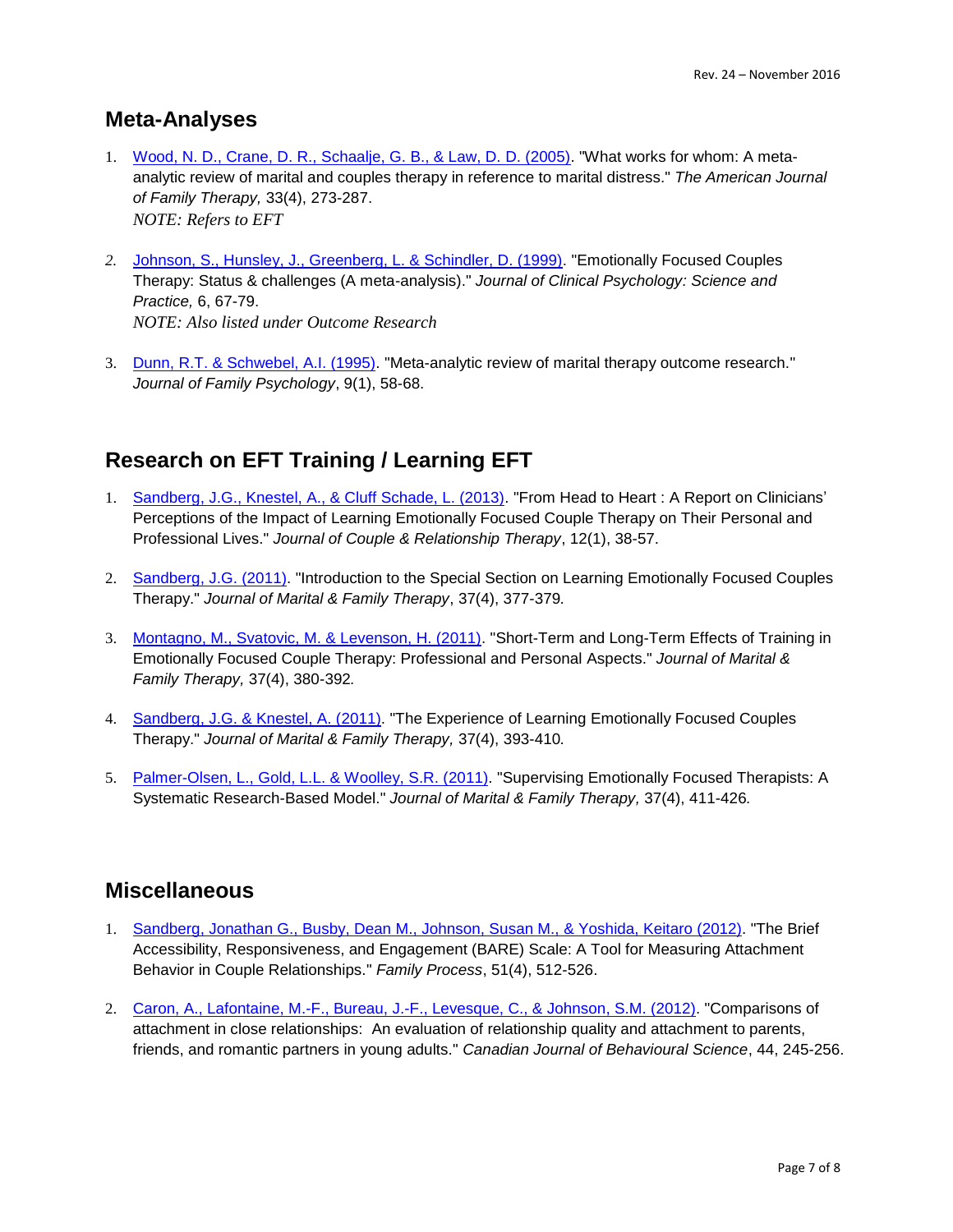## Meta-Analyses

1. Wood, N. D., Crane, D. R., Schaalje, G. B., & Law, D. D. (2005). "What works for whom: A meta-analytic review of marital and couples therapy in reference to marital distress." *The American Journal of Family Therapy,* 33(4), 273-287.
   *NOTE: Refers to EFT*

2. Johnson, S., Hunsley, J., Greenberg, L. & Schindler, D. (1999). "Emotionally Focused Couples Therapy: Status & challenges (A meta-analysis)." *Journal of Clinical Psychology: Science and Practice,* 6, 67-79.
   *NOTE: Also listed under Outcome Research*

3. Dunn, R.T. & Schwebel, A.I. (1995). "Meta-analytic review of marital therapy outcome research." *Journal of Family Psychology*, 9(1), 58-68.

## Research on EFT Training / Learning EFT

1. Sandberg, J.G., Knestel, A., & Cluff Schade, L. (2013). "From Head to Heart : A Report on Clinicians' Perceptions of the Impact of Learning Emotionally Focused Couple Therapy on Their Personal and Professional Lives." *Journal of Couple & Relationship Therapy*, 12(1), 38-57.

2. Sandberg, J.G. (2011). "Introduction to the Special Section on Learning Emotionally Focused Couples Therapy." *Journal of Marital & Family Therapy*, 37(4), 377-379*.*

3. Montagno, M., Svatovic, M. & Levenson, H. (2011). "Short-Term and Long-Term Effects of Training in Emotionally Focused Couple Therapy: Professional and Personal Aspects." *Journal of Marital & Family Therapy,* 37(4), 380-392*.*

4. Sandberg, J.G. & Knestel, A. (2011). "The Experience of Learning Emotionally Focused Couples Therapy." *Journal of Marital & Family Therapy,* 37(4), 393-410*.*

5. Palmer-Olsen, L., Gold, L.L. & Woolley, S.R. (2011). "Supervising Emotionally Focused Therapists: A Systematic Research-Based Model." *Journal of Marital & Family Therapy,* 37(4), 411-426*.*

## Miscellaneous

1. Sandberg, Jonathan G., Busby, Dean M., Johnson, Susan M., & Yoshida, Keitaro (2012). "The Brief Accessibility, Responsiveness, and Engagement (BARE) Scale: A Tool for Measuring Attachment Behavior in Couple Relationships." *Family Process*, 51(4), 512-526.

2. Caron, A., Lafontaine, M.-F., Bureau, J.-F., Levesque, C., & Johnson, S.M. (2012). "Comparisons of attachment in close relationships: An evaluation of relationship quality and attachment to parents, friends, and romantic partners in young adults." *Canadian Journal of Behavioural Science*, 44, 245-256.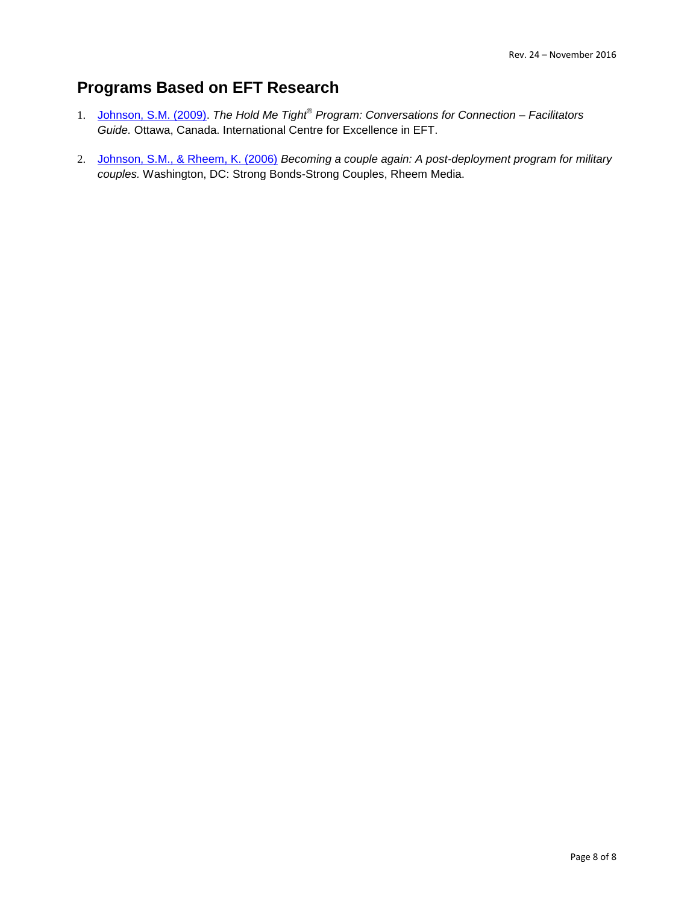## Programs Based on EFT Research

1. Johnson, S.M. (2009). *The Hold Me Tight® Program: Conversations for Connection – Facilitators Guide.* Ottawa, Canada. International Centre for Excellence in EFT.

2. Johnson, S.M., & Rheem, K. (2006) *Becoming a couple again: A post-deployment program for military couples.* Washington, DC: Strong Bonds-Strong Couples, Rheem Media.